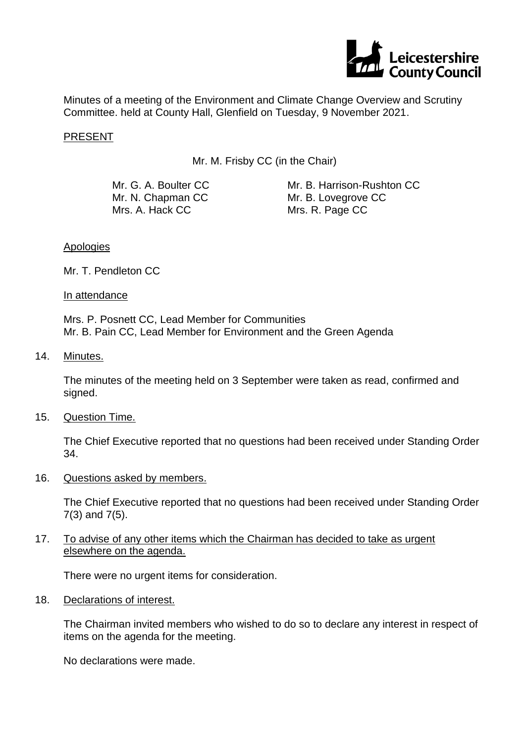Minutes of a meeting of the Environment and Climate Change Overview and Scrutiny Committee. held at County Hall, Glenfield on Tuesday, 9 November 2021.

PRESENT

Mr. M. Frisby CC (in the Chair)

Mr. G. A. Boulter CC
Mr. N. Chapman CC
Mrs. A. Hack CC
Mr. B. Harrison-Rushton CC
Mr. B. Lovegrove CC
Mrs. R. Page CC

Apologies

Mr. T. Pendleton CC

In attendance

Mrs. P. Posnett CC, Lead Member for Communities
Mr. B. Pain CC, Lead Member for Environment and the Green Agenda

14. Minutes.

The minutes of the meeting held on 3 September were taken as read, confirmed and signed.

15. Question Time.

The Chief Executive reported that no questions had been received under Standing Order 34.

16. Questions asked by members.

The Chief Executive reported that no questions had been received under Standing Order 7(3) and 7(5).

17. To advise of any other items which the Chairman has decided to take as urgent elsewhere on the agenda.

There were no urgent items for consideration.

18. Declarations of interest.

The Chairman invited members who wished to do so to declare any interest in respect of items on the agenda for the meeting.

No declarations were made.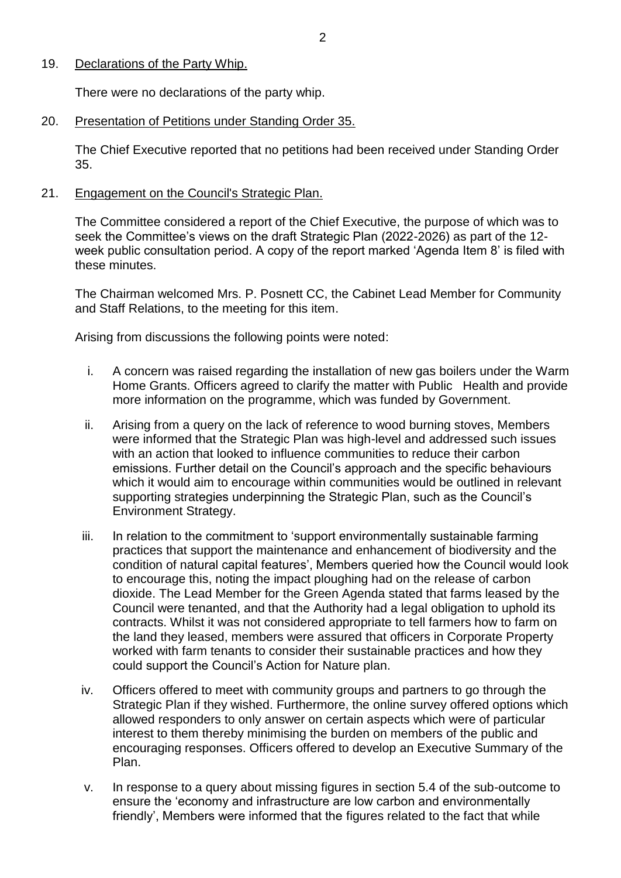19. Declarations of the Party Whip.

There were no declarations of the party whip.

20. Presentation of Petitions under Standing Order 35.

The Chief Executive reported that no petitions had been received under Standing Order 35.

21. Engagement on the Council's Strategic Plan.

The Committee considered a report of the Chief Executive, the purpose of which was to seek the Committee's views on the draft Strategic Plan (2022-2026) as part of the 12-week public consultation period. A copy of the report marked 'Agenda Item 8' is filed with these minutes.

The Chairman welcomed Mrs. P. Posnett CC, the Cabinet Lead Member for Community and Staff Relations, to the meeting for this item.

Arising from discussions the following points were noted:

i. A concern was raised regarding the installation of new gas boilers under the Warm Home Grants. Officers agreed to clarify the matter with Public Health and provide more information on the programme, which was funded by Government.

ii. Arising from a query on the lack of reference to wood burning stoves, Members were informed that the Strategic Plan was high-level and addressed such issues with an action that looked to influence communities to reduce their carbon emissions. Further detail on the Council's approach and the specific behaviours which it would aim to encourage within communities would be outlined in relevant supporting strategies underpinning the Strategic Plan, such as the Council's Environment Strategy.

iii. In relation to the commitment to 'support environmentally sustainable farming practices that support the maintenance and enhancement of biodiversity and the condition of natural capital features', Members queried how the Council would look to encourage this, noting the impact ploughing had on the release of carbon dioxide. The Lead Member for the Green Agenda stated that farms leased by the Council were tenanted, and that the Authority had a legal obligation to uphold its contracts. Whilst it was not considered appropriate to tell farmers how to farm on the land they leased, members were assured that officers in Corporate Property worked with farm tenants to consider their sustainable practices and how they could support the Council's Action for Nature plan.

iv. Officers offered to meet with community groups and partners to go through the Strategic Plan if they wished. Furthermore, the online survey offered options which allowed responders to only answer on certain aspects which were of particular interest to them thereby minimising the burden on members of the public and encouraging responses. Officers offered to develop an Executive Summary of the Plan.

v. In response to a query about missing figures in section 5.4 of the sub-outcome to ensure the 'economy and infrastructure are low carbon and environmentally friendly', Members were informed that the figures related to the fact that while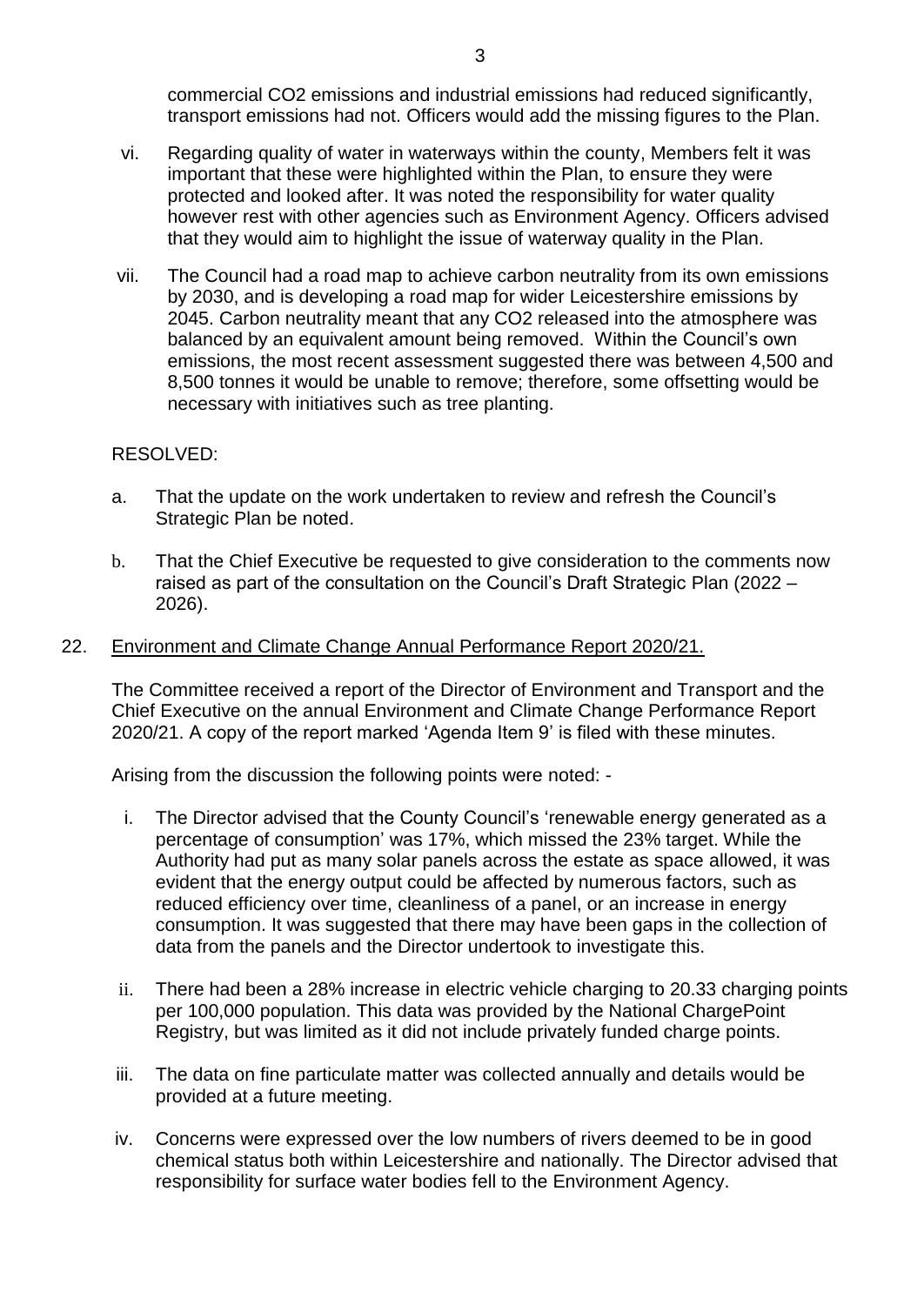commercial $CO_2$ emissions and industrial emissions had reduced significantly, transport emissions had not. Officers would add the missing figures to the Plan.

vi. Regarding quality of water in waterways within the county, Members felt it was important that these were highlighted within the Plan, to ensure they were protected and looked after. It was noted the responsibility for water quality however rest with other agencies such as Environment Agency. Officers advised that they would aim to highlight the issue of waterway quality in the Plan.

vii. The Council had a road map to achieve carbon neutrality from its own emissions by 2030, and is developing a road map for wider Leicestershire emissions by 2045. Carbon neutrality meant that any $CO_2$ released into the atmosphere was balanced by an equivalent amount being removed. Within the Council's own emissions, the most recent assessment suggested there was between 4,500 and 8,500 tonnes it would be unable to remove; therefore, some offsetting would be necessary with initiatives such as tree planting.

RESOLVED:

a. That the update on the work undertaken to review and refresh the Council's Strategic Plan be noted.

b. That the Chief Executive be requested to give consideration to the comments now raised as part of the consultation on the Council's Draft Strategic Plan (2022 – 2026).

## 22. Environment and Climate Change Annual Performance Report 2020/21.

The Committee received a report of the Director of Environment and Transport and the Chief Executive on the annual Environment and Climate Change Performance Report 2020/21. A copy of the report marked 'Agenda Item 9' is filed with these minutes.

Arising from the discussion the following points were noted: -

i. The Director advised that the County Council's 'renewable energy generated as a percentage of consumption' was 17%, which missed the 23% target. While the Authority had put as many solar panels across the estate as space allowed, it was evident that the energy output could be affected by numerous factors, such as reduced efficiency over time, cleanliness of a panel, or an increase in energy consumption. It was suggested that there may have been gaps in the collection of data from the panels and the Director undertook to investigate this.

ii. There had been a 28% increase in electric vehicle charging to 20.33 charging points per 100,000 population. This data was provided by the National ChargePoint Registry, but was limited as it did not include privately funded charge points.

iii. The data on fine particulate matter was collected annually and details would be provided at a future meeting.

iv. Concerns were expressed over the low numbers of rivers deemed to be in good chemical status both within Leicestershire and nationally. The Director advised that responsibility for surface water bodies fell to the Environment Agency.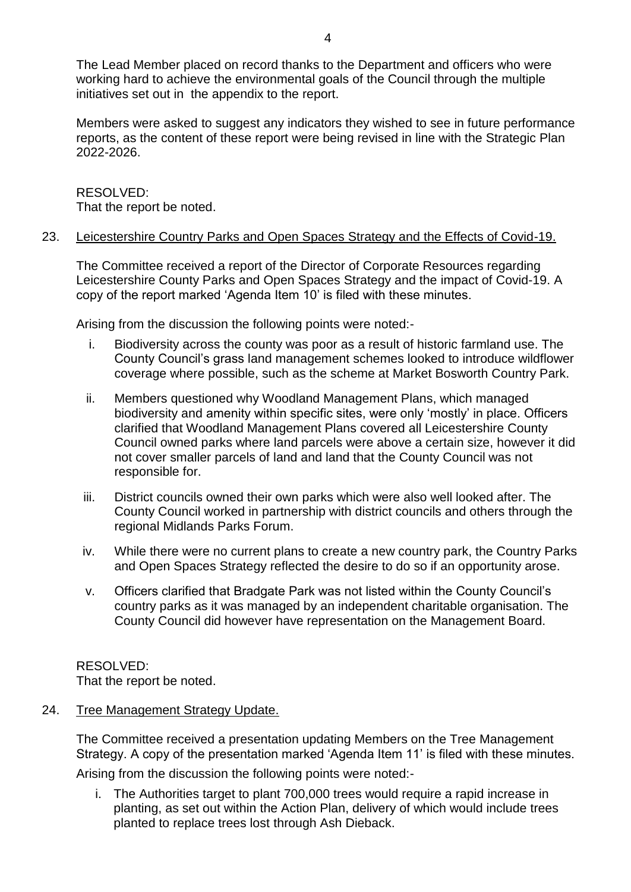The Lead Member placed on record thanks to the Department and officers who were working hard to achieve the environmental goals of the Council through the multiple initiatives set out in  the appendix to the report.

Members were asked to suggest any indicators they wished to see in future performance reports, as the content of these report were being revised in line with the Strategic Plan 2022-2026.

RESOLVED:
That the report be noted.

23. Leicestershire Country Parks and Open Spaces Strategy and the Effects of Covid-19.

The Committee received a report of the Director of Corporate Resources regarding Leicestershire County Parks and Open Spaces Strategy and the impact of Covid-19. A copy of the report marked 'Agenda Item 10' is filed with these minutes.

Arising from the discussion the following points were noted:-

i. Biodiversity across the county was poor as a result of historic farmland use. The County Council's grass land management schemes looked to introduce wildflower coverage where possible, such as the scheme at Market Bosworth Country Park.

ii. Members questioned why Woodland Management Plans, which managed biodiversity and amenity within specific sites, were only 'mostly' in place. Officers clarified that Woodland Management Plans covered all Leicestershire County Council owned parks where land parcels were above a certain size, however it did not cover smaller parcels of land and land that the County Council was not responsible for.

iii. District councils owned their own parks which were also well looked after. The County Council worked in partnership with district councils and others through the regional Midlands Parks Forum.

iv. While there were no current plans to create a new country park, the Country Parks and Open Spaces Strategy reflected the desire to do so if an opportunity arose.

v. Officers clarified that Bradgate Park was not listed within the County Council's country parks as it was managed by an independent charitable organisation. The County Council did however have representation on the Management Board.

RESOLVED:
That the report be noted.

24. Tree Management Strategy Update.

The Committee received a presentation updating Members on the Tree Management Strategy. A copy of the presentation marked 'Agenda Item 11' is filed with these minutes.

Arising from the discussion the following points were noted:-

i. The Authorities target to plant 700,000 trees would require a rapid increase in planting, as set out within the Action Plan, delivery of which would include trees planted to replace trees lost through Ash Dieback.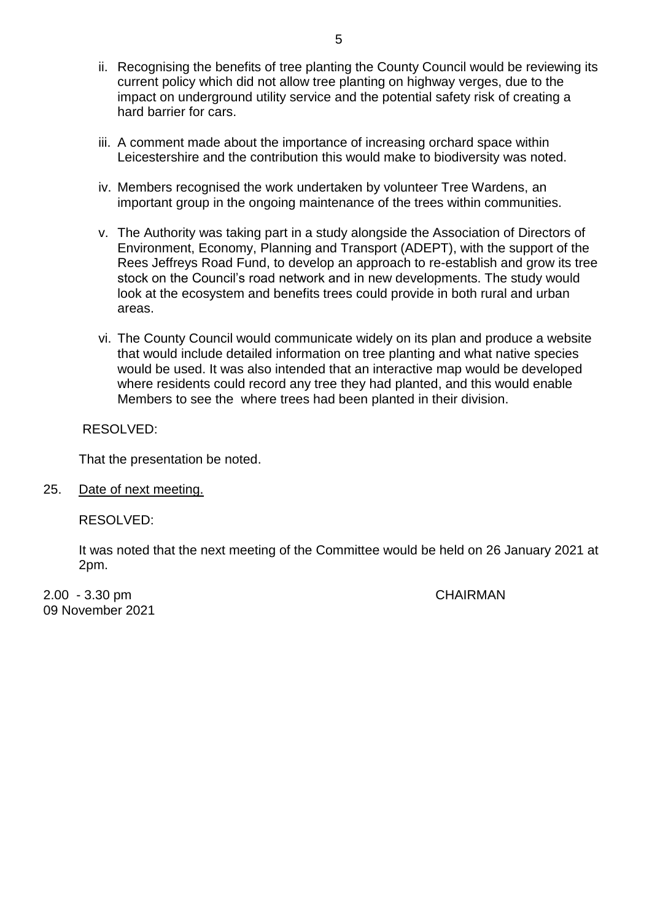- ii. Recognising the benefits of tree planting the County Council would be reviewing its current policy which did not allow tree planting on highway verges, due to the impact on underground utility service and the potential safety risk of creating a hard barrier for cars.

- iii. A comment made about the importance of increasing orchard space within Leicestershire and the contribution this would make to biodiversity was noted.

- iv. Members recognised the work undertaken by volunteer Tree Wardens, an important group in the ongoing maintenance of the trees within communities.

- v. The Authority was taking part in a study alongside the Association of Directors of Environment, Economy, Planning and Transport (ADEPT), with the support of the Rees Jeffreys Road Fund, to develop an approach to re-establish and grow its tree stock on the Council's road network and in new developments. The study would look at the ecosystem and benefits trees could provide in both rural and urban areas.

- vi. The County Council would communicate widely on its plan and produce a website that would include detailed information on tree planting and what native species would be used. It was also intended that an interactive map would be developed where residents could record any tree they had planted, and this would enable Members to see the where trees had been planted in their division.

RESOLVED:

That the presentation be noted.

25. Date of next meeting.

RESOLVED:

It was noted that the next meeting of the Committee would be held on 26 January 2021 at 2pm.

2.00 - 3.30 pm
09 November 2021

CHAIRMAN